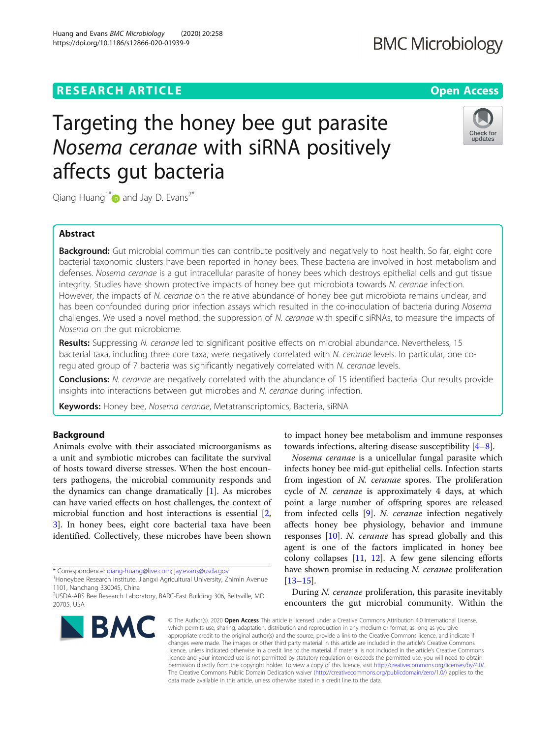RESEARCH ARTICLE

Open Access

# Targeting the honey bee gut parasite *Nosema ceranae* with siRNA positively affects gut bacteria

Qiang Huang[1*] and Jay D. Evans[2*]

## Abstract

**Background:** Gut microbial communities can contribute positively and negatively to host health. So far, eight core bacterial taxonomic clusters have been reported in honey bees. These bacteria are involved in host metabolism and defenses. *Nosema ceranae* is a gut intracellular parasite of honey bees which destroys epithelial cells and gut tissue integrity. Studies have shown protective impacts of honey bee gut microbiota towards *N. ceranae* infection. However, the impacts of *N. ceranae* on the relative abundance of honey bee gut microbiota remains unclear, and has been confounded during prior infection assays which resulted in the co-inoculation of bacteria during *Nosema* challenges. We used a novel method, the suppression of *N. ceranae* with specific siRNAs, to measure the impacts of *Nosema* on the gut microbiome.

**Results:** Suppressing *N. ceranae* led to significant positive effects on microbial abundance. Nevertheless, 15 bacterial taxa, including three core taxa, were negatively correlated with *N. ceranae* levels. In particular, one co-regulated group of 7 bacteria was significantly negatively correlated with *N. ceranae* levels.

**Conclusions:** *N. ceranae* are negatively correlated with the abundance of 15 identified bacteria. Our results provide insights into interactions between gut microbes and *N. ceranae* during infection.

**Keywords:** Honey bee, *Nosema ceranae*, Metatranscriptomics, Bacteria, siRNA

## Background

Animals evolve with their associated microorganisms as a unit and symbiotic microbes can facilitate the survival of hosts toward diverse stresses. When the host encounters pathogens, the microbial community responds and the dynamics can change dramatically [1]. As microbes can have varied effects on host challenges, the context of microbial function and host interactions is essential [2, 3]. In honey bees, eight core bacterial taxa have been identified. Collectively, these microbes have been shown to impact honey bee metabolism and immune responses towards infections, altering disease susceptibility [4–8].

*Nosema ceranae* is a unicellular fungal parasite which infects honey bee mid-gut epithelial cells. Infection starts from ingestion of *N. ceranae* spores. The proliferation cycle of *N. ceranae* is approximately 4 days, at which point a large number of offspring spores are released from infected cells [9]. *N. ceranae* infection negatively affects honey bee physiology, behavior and immune responses [10]. *N. ceranae* has spread globally and this agent is one of the factors implicated in honey bee colony collapses [11, 12]. A few gene silencing efforts have shown promise in reducing *N. ceranae* proliferation [13–15].

During *N. ceranae* proliferation, this parasite inevitably encounters the gut microbial community. Within the

* Correspondence: qiang-huang@live.com; jay.evans@usda.gov
[1]Honeybee Research Institute, Jiangxi Agricultural University, Zhimin Avenue 1101, Nanchang 330045, China
[2]USDA-ARS Bee Research Laboratory, BARC-East Building 306, Beltsville, MD 20705, USA

© The Author(s). 2020 **Open Access** This article is licensed under a Creative Commons Attribution 4.0 International License, which permits use, sharing, adaptation, distribution and reproduction in any medium or format, as long as you give appropriate credit to the original author(s) and the source, provide a link to the Creative Commons licence, and indicate if changes were made. The images or other third party material in this article are included in the article's Creative Commons licence, unless indicated otherwise in a credit line to the material. If material is not included in the article's Creative Commons licence and your intended use is not permitted by statutory regulation or exceeds the permitted use, you will need to obtain permission directly from the copyright holder. To view a copy of this licence, visit http://creativecommons.org/licenses/by/4.0/. The Creative Commons Public Domain Dedication waiver (http://creativecommons.org/publicdomain/zero/1.0/) applies to the data made available in this article, unless otherwise stated in a credit line to the data.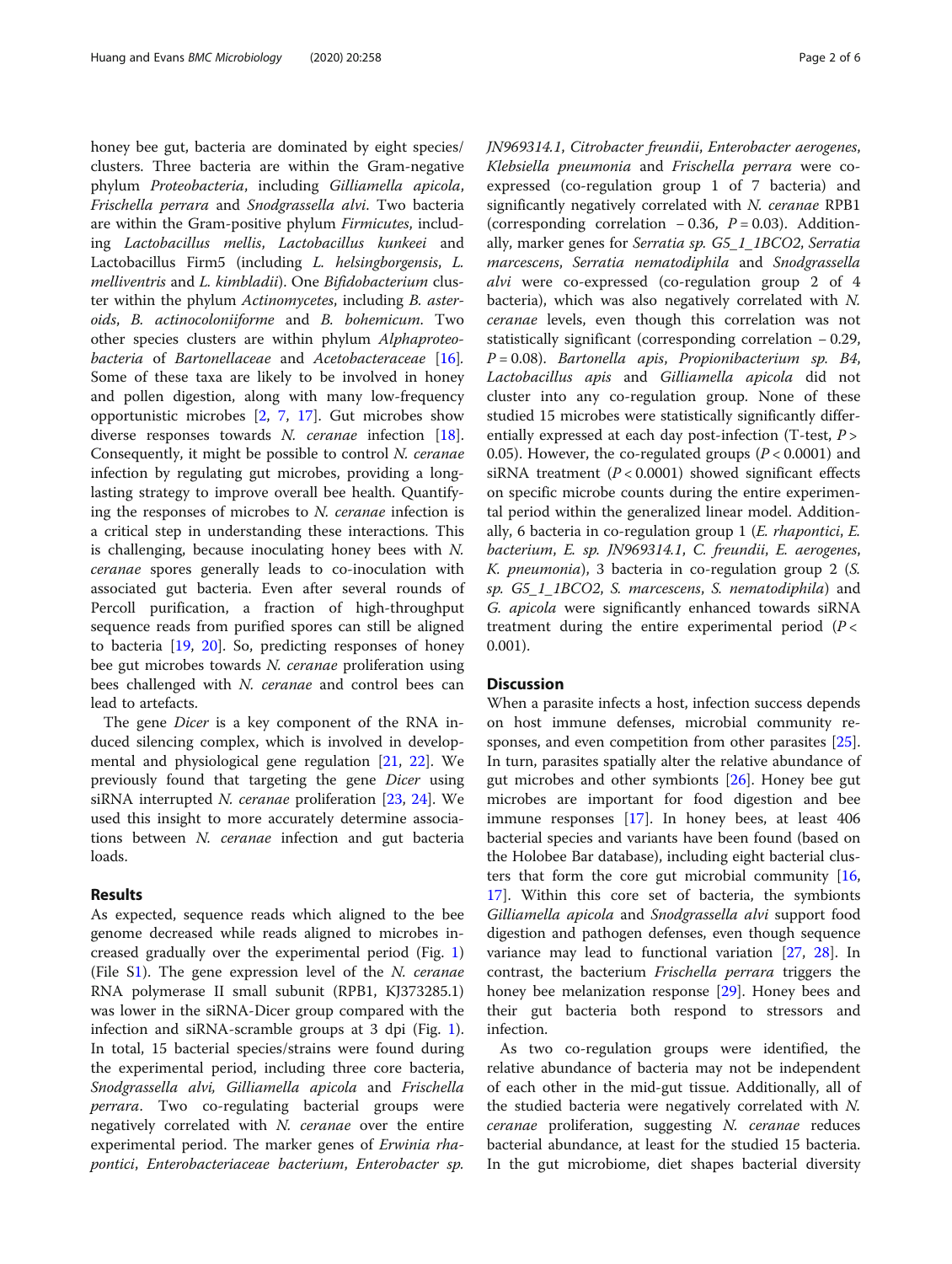honey bee gut, bacteria are dominated by eight species/clusters. Three bacteria are within the Gram-negative phylum *Proteobacteria*, including *Gilliamella apicola*, *Frischella perrara* and *Snodgrassella alvi*. Two bacteria are within the Gram-positive phylum *Firmicutes*, including *Lactobacillus mellis*, *Lactobacillus kunkeei* and Lactobacillus Firm5 (including *L. helsingborgensis*, *L. melliventris* and *L. kimbladii*). One *Bifidobacterium* cluster within the phylum *Actinomycetes*, including *B. asteroids*, *B. actinocoloniiforme* and *B. bohemicum*. Two other species clusters are within phylum *Alphaproteobacteria* of *Bartonellaceae* and *Acetobacteraceae* [16]. Some of these taxa are likely to be involved in honey and pollen digestion, along with many low-frequency opportunistic microbes [2, 7, 17]. Gut microbes show diverse responses towards *N. ceranae* infection [18]. Consequently, it might be possible to control *N. ceranae* infection by regulating gut microbes, providing a long-lasting strategy to improve overall bee health. Quantifying the responses of microbes to *N. ceranae* infection is a critical step in understanding these interactions. This is challenging, because inoculating honey bees with *N. ceranae* spores generally leads to co-inoculation with associated gut bacteria. Even after several rounds of Percoll purification, a fraction of high-throughput sequence reads from purified spores can still be aligned to bacteria [19, 20]. So, predicting responses of honey bee gut microbes towards *N. ceranae* proliferation using bees challenged with *N. ceranae* and control bees can lead to artefacts.

The gene *Dicer* is a key component of the RNA induced silencing complex, which is involved in developmental and physiological gene regulation [21, 22]. We previously found that targeting the gene *Dicer* using siRNA interrupted *N. ceranae* proliferation [23, 24]. We used this insight to more accurately determine associations between *N. ceranae* infection and gut bacteria loads.

## Results

As expected, sequence reads which aligned to the bee genome decreased while reads aligned to microbes increased gradually over the experimental period (Fig. 1) (File S1). The gene expression level of the *N. ceranae* RNA polymerase II small subunit (RPB1, KJ373285.1) was lower in the siRNA-Dicer group compared with the infection and siRNA-scramble groups at 3 dpi (Fig. 1). In total, 15 bacterial species/strains were found during the experimental period, including three core bacteria, *Snodgrassella alvi, Gilliamella apicola* and *Frischella perrara*. Two co-regulating bacterial groups were negatively correlated with *N. ceranae* over the entire experimental period. The marker genes of *Erwinia rhapontici*, *Enterobacteriaceae bacterium*, *Enterobacter sp. JN969314.1*, *Citrobacter freundii*, *Enterobacter aerogenes*, *Klebsiella pneumonia* and *Frischella perrara* were co-expressed (co-regulation group 1 of 7 bacteria) and significantly negatively correlated with *N. ceranae* RPB1 (corresponding correlation − 0.36, $P = 0.03$). Additionally, marker genes for *Serratia sp. G5_1_1BCO2*, *Serratia marcescens*, *Serratia nematodiphila* and *Snodgrassella alvi* were co-expressed (co-regulation group 2 of 4 bacteria), which was also negatively correlated with *N. ceranae* levels, even though this correlation was not statistically significant (corresponding correlation − 0.29, $P = 0.08$). *Bartonella apis*, *Propionibacterium sp. B4*, *Lactobacillus apis* and *Gilliamella apicola* did not cluster into any co-regulation group. None of these studied 15 microbes were statistically significantly differentially expressed at each day post-infection (T-test, $P > 0.05$). However, the co-regulated groups ($P < 0.0001$) and siRNA treatment ($P < 0.0001$) showed significant effects on specific microbe counts during the entire experimental period within the generalized linear model. Additionally, 6 bacteria in co-regulation group 1 (*E. rhapontici*, *E. bacterium*, *E. sp. JN969314.1*, *C. freundii*, *E. aerogenes*, *K. pneumonia*), 3 bacteria in co-regulation group 2 (*S. sp. G5_1_1BCO2*, *S. marcescens*, *S. nematodiphila*) and *G. apicola* were significantly enhanced towards siRNA treatment during the entire experimental period ($P < 0.001$).

## Discussion

When a parasite infects a host, infection success depends on host immune defenses, microbial community responses, and even competition from other parasites [25]. In turn, parasites spatially alter the relative abundance of gut microbes and other symbionts [26]. Honey bee gut microbes are important for food digestion and bee immune responses [17]. In honey bees, at least 406 bacterial species and variants have been found (based on the Holobee Bar database), including eight bacterial clusters that form the core gut microbial community [16, 17]. Within this core set of bacteria, the symbionts *Gilliamella apicola* and *Snodgrassella alvi* support food digestion and pathogen defenses, even though sequence variance may lead to functional variation [27, 28]. In contrast, the bacterium *Frischella perrara* triggers the honey bee melanization response [29]. Honey bees and their gut bacteria both respond to stressors and infection.

As two co-regulation groups were identified, the relative abundance of bacteria may not be independent of each other in the mid-gut tissue. Additionally, all of the studied bacteria were negatively correlated with *N. ceranae* proliferation, suggesting *N. ceranae* reduces bacterial abundance, at least for the studied 15 bacteria. In the gut microbiome, diet shapes bacterial diversity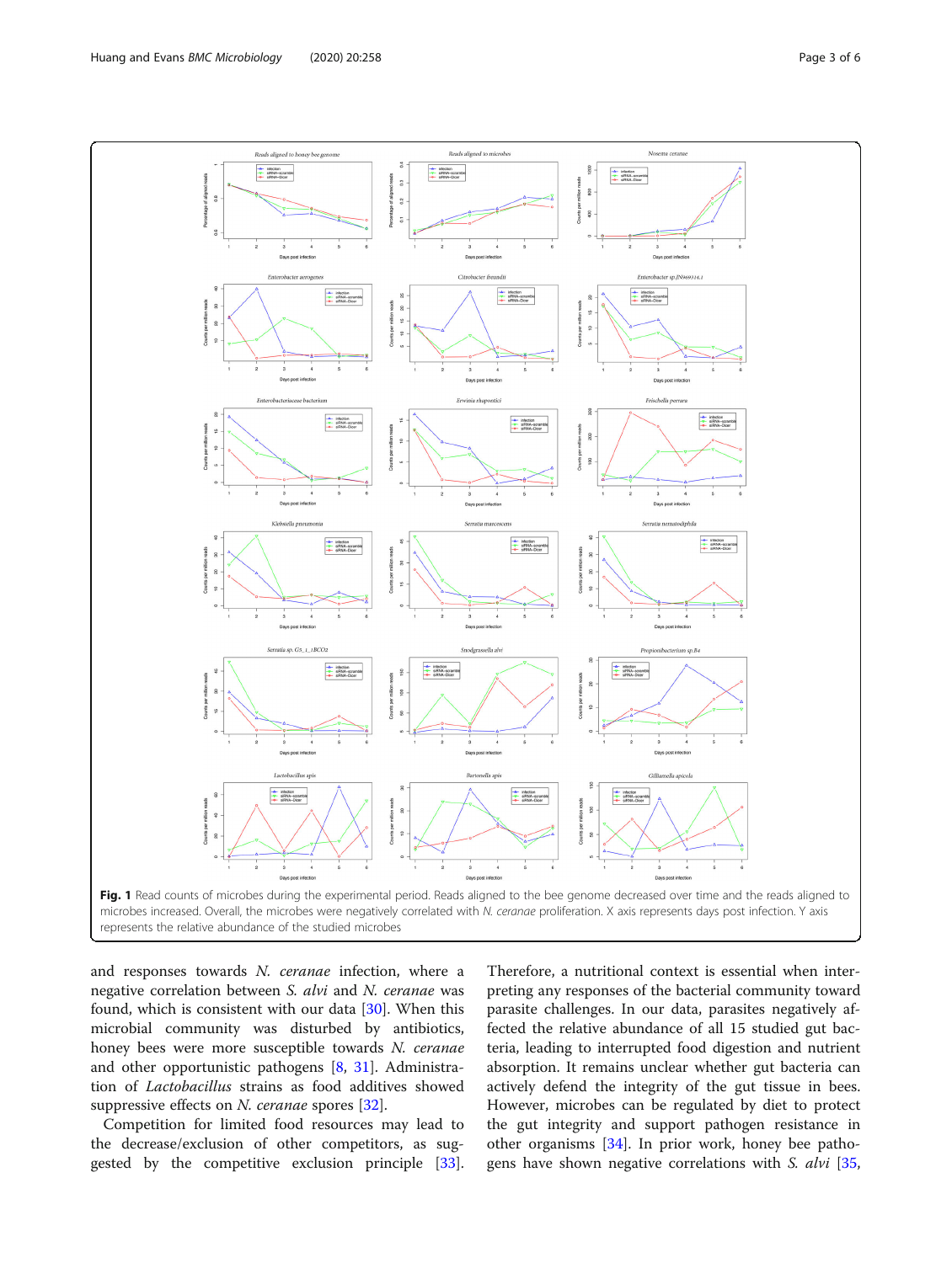**Fig. 1** Read counts of microbes during the experimental period. Reads aligned to the bee genome decreased over time and the reads aligned to microbes increased. Overall, the microbes were negatively correlated with *N. ceranae* proliferation. X axis represents days post infection. Y axis represents the relative abundance of the studied microbes

and responses towards *N. ceranae* infection, where a negative correlation between *S. alvi* and *N. ceranae* was found, which is consistent with our data [30]. When this microbial community was disturbed by antibiotics, honey bees were more susceptible towards *N. ceranae* and other opportunistic pathogens [8, 31]. Administration of *Lactobacillus* strains as food additives showed suppressive effects on *N. ceranae* spores [32].

Competition for limited food resources may lead to the decrease/exclusion of other competitors, as suggested by the competitive exclusion principle [33]. Therefore, a nutritional context is essential when interpreting any responses of the bacterial community toward parasite challenges. In our data, parasites negatively affected the relative abundance of all 15 studied gut bacteria, leading to interrupted food digestion and nutrient absorption. It remains unclear whether gut bacteria can actively defend the integrity of the gut tissue in bees. However, microbes can be regulated by diet to protect the gut integrity and support pathogen resistance in other organisms [34]. In prior work, honey bee pathogens have shown negative correlations with *S. alvi* [35,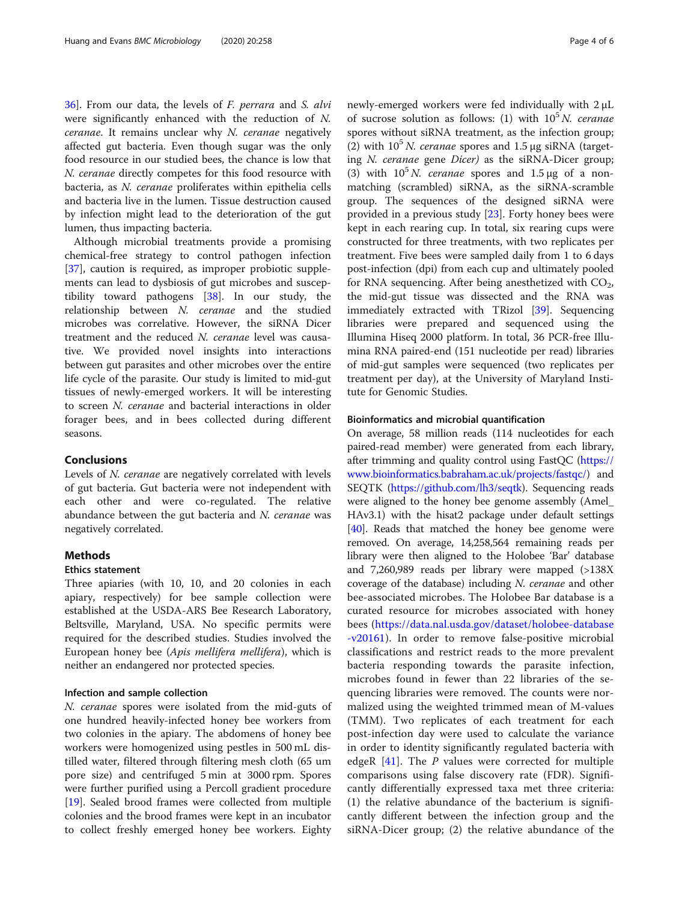36]. From our data, the levels of *F. perrara* and *S. alvi* were significantly enhanced with the reduction of *N. ceranae*. It remains unclear why *N. ceranae* negatively affected gut bacteria. Even though sugar was the only food resource in our studied bees, the chance is low that *N. ceranae* directly competes for this food resource with bacteria, as *N. ceranae* proliferates within epithelia cells and bacteria live in the lumen. Tissue destruction caused by infection might lead to the deterioration of the gut lumen, thus impacting bacteria.

Although microbial treatments provide a promising chemical-free strategy to control pathogen infection [37], caution is required, as improper probiotic supplements can lead to dysbiosis of gut microbes and susceptibility toward pathogens [38]. In our study, the relationship between *N. ceranae* and the studied microbes was correlative. However, the siRNA Dicer treatment and the reduced *N. ceranae* level was causative. We provided novel insights into interactions between gut parasites and other microbes over the entire life cycle of the parasite. Our study is limited to mid-gut tissues of newly-emerged workers. It will be interesting to screen *N. ceranae* and bacterial interactions in older forager bees, and in bees collected during different seasons.

## Conclusions

Levels of *N. ceranae* are negatively correlated with levels of gut bacteria. Gut bacteria were not independent with each other and were co-regulated. The relative abundance between the gut bacteria and *N. ceranae* was negatively correlated.

## Methods

### Ethics statement

Three apiaries (with 10, 10, and 20 colonies in each apiary, respectively) for bee sample collection were established at the USDA-ARS Bee Research Laboratory, Beltsville, Maryland, USA. No specific permits were required for the described studies. Studies involved the European honey bee (*Apis mellifera mellifera*), which is neither an endangered nor protected species.

### Infection and sample collection

*N. ceranae* spores were isolated from the mid-guts of one hundred heavily-infected honey bee workers from two colonies in the apiary. The abdomens of honey bee workers were homogenized using pestles in 500 mL distilled water, filtered through filtering mesh cloth (65 um pore size) and centrifuged 5 min at 3000 rpm. Spores were further purified using a Percoll gradient procedure [19]. Sealed brood frames were collected from multiple colonies and the brood frames were kept in an incubator to collect freshly emerged honey bee workers. Eighty newly-emerged workers were fed individually with 2 μL of sucrose solution as follows: (1) with $10^5$ *N. ceranae* spores without siRNA treatment, as the infection group; (2) with $10^5$ *N. ceranae* spores and 1.5 μg siRNA (targeting *N. ceranae* gene *Dicer)* as the siRNA-Dicer group; (3) with $10^5$ *N. ceranae* spores and 1.5 μg of a non-matching (scrambled) siRNA, as the siRNA-scramble group. The sequences of the designed siRNA were provided in a previous study [23]. Forty honey bees were kept in each rearing cup. In total, six rearing cups were constructed for three treatments, with two replicates per treatment. Five bees were sampled daily from 1 to 6 days post-infection (dpi) from each cup and ultimately pooled for RNA sequencing. After being anesthetized with $CO_2$, the mid-gut tissue was dissected and the RNA was immediately extracted with TRizol [39]. Sequencing libraries were prepared and sequenced using the Illumina Hiseq 2000 platform. In total, 36 PCR-free Illumina RNA paired-end (151 nucleotide per read) libraries of mid-gut samples were sequenced (two replicates per treatment per day), at the University of Maryland Institute for Genomic Studies.

### Bioinformatics and microbial quantification

On average, 58 million reads (114 nucleotides for each paired-read member) were generated from each library, after trimming and quality control using FastQC (https://www.bioinformatics.babraham.ac.uk/projects/fastqc/) and SEQTK (https://github.com/lh3/seqtk). Sequencing reads were aligned to the honey bee genome assembly (Amel_HAv3.1) with the hisat2 package under default settings [40]. Reads that matched the honey bee genome were removed. On average, 14,258,564 remaining reads per library were then aligned to the Holobee 'Bar' database and 7,260,989 reads per library were mapped (>138X coverage of the database) including *N. ceranae* and other bee-associated microbes. The Holobee Bar database is a curated resource for microbes associated with honey bees (https://data.nal.usda.gov/dataset/holobee-database-v20161). In order to remove false-positive microbial classifications and restrict reads to the more prevalent bacteria responding towards the parasite infection, microbes found in fewer than 22 libraries of the sequencing libraries were removed. The counts were normalized using the weighted trimmed mean of M-values (TMM). Two replicates of each treatment for each post-infection day were used to calculate the variance in order to identity significantly regulated bacteria with edgeR [41]. The *P* values were corrected for multiple comparisons using false discovery rate (FDR). Significantly differentially expressed taxa met three criteria: (1) the relative abundance of the bacterium is significantly different between the infection group and the siRNA-Dicer group; (2) the relative abundance of the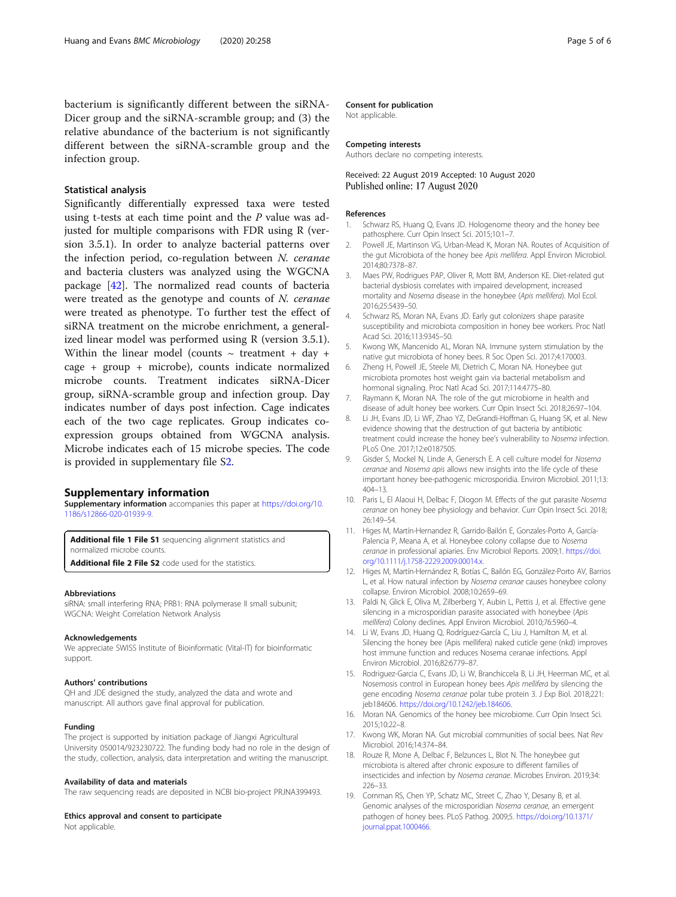bacterium is significantly different between the siRNA-Dicer group and the siRNA-scramble group; and (3) the relative abundance of the bacterium is not significantly different between the siRNA-scramble group and the infection group.

### Statistical analysis

Significantly differentially expressed taxa were tested using t-tests at each time point and the *P* value was adjusted for multiple comparisons with FDR using R (version 3.5.1). In order to analyze bacterial patterns over the infection period, co-regulation between *N. ceranae* and bacteria clusters was analyzed using the WGCNA package [42]. The normalized read counts of bacteria were treated as the genotype and counts of *N. ceranae* were treated as phenotype. To further test the effect of siRNA treatment on the microbe enrichment, a generalized linear model was performed using R (version 3.5.1). Within the linear model (counts ~ treatment + day + cage + group + microbe), counts indicate normalized microbe counts. Treatment indicates siRNA-Dicer group, siRNA-scramble group and infection group. Day indicates number of days post infection. Cage indicates each of the two cage replicates. Group indicates co-expression groups obtained from WGCNA analysis. Microbe indicates each of 15 microbe species. The code is provided in supplementary file S2.

## Supplementary information

**Supplementary information** accompanies this paper at https://doi.org/10.1186/s12866-020-01939-9.

**Additional file 1 File S1** sequencing alignment statistics and normalized microbe counts.

**Additional file 2 File S2** code used for the statistics.

#### Abbreviations

siRNA: small interfering RNA; PRB1: RNA polymerase II small subunit; WGCNA: Weight Correlation Network Analysis

#### Acknowledgements

We appreciate SWISS Institute of Bioinformatic (Vital-IT) for bioinformatic support.

#### Authors' contributions

QH and JDE designed the study, analyzed the data and wrote and manuscript. All authors gave final approval for publication.

#### Funding

The project is supported by initiation package of Jiangxi Agricultural University 050014/923230722. The funding body had no role in the design of the study, collection, analysis, data interpretation and writing the manuscript.

#### Availability of data and materials

The raw sequencing reads are deposited in NCBI bio-project PRJNA399493.

#### Ethics approval and consent to participate

Not applicable.

#### Consent for publication

Not applicable.

#### Competing interests

Authors declare no competing interests.

Received: 22 August 2019 Accepted: 10 August 2020
Published online: 17 August 2020

#### References

1. Schwarz RS, Huang Q, Evans JD. Hologenome theory and the honey bee pathosphere. Curr Opin Insect Sci. 2015;10:1–7.
2. Powell JE, Martinson VG, Urban-Mead K, Moran NA. Routes of Acquisition of the gut Microbiota of the honey bee *Apis mellifera*. Appl Environ Microbiol. 2014;80:7378–87.
3. Maes PW, Rodrigues PAP, Oliver R, Mott BM, Anderson KE. Diet-related gut bacterial dysbiosis correlates with impaired development, increased mortality and *Nosema* disease in the honeybee (*Apis mellifera*). Mol Ecol. 2016;25:5439–50.
4. Schwarz RS, Moran NA, Evans JD. Early gut colonizers shape parasite susceptibility and microbiota composition in honey bee workers. Proc Natl Acad Sci. 2016;113:9345–50.
5. Kwong WK, Mancenido AL, Moran NA. Immune system stimulation by the native gut microbiota of honey bees. R Soc Open Sci. 2017;4:170003.
6. Zheng H, Powell JE, Steele MI, Dietrich C, Moran NA. Honeybee gut microbiota promotes host weight gain via bacterial metabolism and hormonal signaling. Proc Natl Acad Sci. 2017;114:4775–80.
7. Raymann K, Moran NA. The role of the gut microbiome in health and disease of adult honey bee workers. Curr Opin Insect Sci. 2018;26:97–104.
8. Li JH, Evans JD, Li WF, Zhao YZ, DeGrandi-Hoffman G, Huang SK, et al. New evidence showing that the destruction of gut bacteria by antibiotic treatment could increase the honey bee's vulnerability to *Nosema* infection. PLoS One. 2017;12:e0187505.
9. Gisder S, Mockel N, Linde A, Genersch E. A cell culture model for *Nosema ceranae* and *Nosema apis* allows new insights into the life cycle of these important honey bee-pathogenic microsporidia. Environ Microbiol. 2011;13:404–13.
10. Paris L, El Alaoui H, Delbac F, Diogon M. Effects of the gut parasite *Nosema ceranae* on honey bee physiology and behavior. Curr Opin Insect Sci. 2018;26:149–54.
11. Higes M, Martín-Hernandez R, Garrido-Bailón E, Gonzales-Porto A, García-Palencia P, Meana A, et al. Honeybee colony collapse due to *Nosema ceranae* in professional apiaries. Env Microbiol Reports. 2009;1. https://doi.org/10.1111/j.1758-2229.2009.00014.x.
12. Higes M, Martín-Hernández R, Botías C, Bailón EG, González-Porto AV, Barrios L, et al. How natural infection by *Nosema ceranae* causes honeybee colony collapse. Environ Microbiol. 2008;10:2659–69.
13. Paldi N, Glick E, Oliva M, Zilberberg Y, Aubin L, Pettis J, et al. Effective gene silencing in a microsporidian parasite associated with honeybee (*Apis mellifera*) Colony declines. Appl Environ Microbiol. 2010;76:5960–4.
14. Li W, Evans JD, Huang Q, Rodríguez-García C, Liu J, Hamilton M, et al. Silencing the honey bee (Apis mellifera) naked cuticle gene (nkd) improves host immune function and reduces Nosema ceranae infections. Appl Environ Microbiol. 2016;82:6779–87.
15. Rodriguez-Garcia C, Evans JD, Li W, Branchiccela B, Li JH, Heerman MC, et al. Nosemosis control in European honey bees *Apis mellifera* by silencing the gene encoding *Nosema ceranae* polar tube protein 3. J Exp Biol. 2018;221:jeb184606. https://doi.org/10.1242/jeb.184606.
16. Moran NA. Genomics of the honey bee microbiome. Curr Opin Insect Sci. 2015;10:22–8.
17. Kwong WK, Moran NA. Gut microbial communities of social bees. Nat Rev Microbiol. 2016;14:374–84.
18. Rouze R, Mone A, Delbac F, Belzunces L, Blot N. The honeybee gut microbiota is altered after chronic exposure to different families of insecticides and infection by *Nosema ceranae*. Microbes Environ. 2019;34:226–33.
19. Cornman RS, Chen YP, Schatz MC, Street C, Zhao Y, Desany B, et al. Genomic analyses of the microsporidian *Nosema ceranae*, an emergent pathogen of honey bees. PLoS Pathog. 2009;5. https://doi.org/10.1371/journal.ppat.1000466.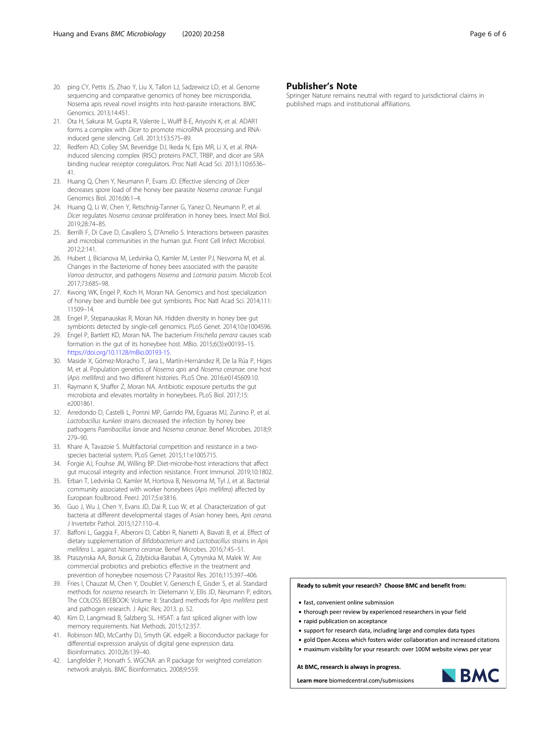20. ping CY, Pettis JS, Zhao Y, Liu X, Tallon LJ, Sadzewicz LD, et al. Genome sequencing and comparative genomics of honey bee microsporidia, Nosema apis reveal novel insights into host-parasite interactions. BMC Genomics. 2013;14:451.
21. Ota H, Sakurai M, Gupta R, Valente L, Wulff B-E, Ariyoshi K, et al. ADAR1 forms a complex with *Dicer* to promote microRNA processing and RNA-induced gene silencing. Cell. 2013;153:575–89.
22. Redfern AD, Colley SM, Beveridge DJ, Ikeda N, Epis MR, Li X, et al. RNA-induced silencing complex (RISC) proteins PACT, TRBP, and dicer are SRA binding nuclear receptor coregulators. Proc Natl Acad Sci. 2013;110:6536–41.
23. Huang Q, Chen Y, Neumann P, Evans JD. Effective silencing of *Dicer* decreases spore load of the honey bee parasite *Nosema ceranae*. Fungal Genomics Biol. 2016;06:1–4.
24. Huang Q, Li W, Chen Y, Retschnig-Tanner G, Yanez O, Neumann P, et al. *Dicer* regulates *Nosema ceranae* proliferation in honey bees. Insect Mol Biol. 2019;28:74–85.
25. Berrilli F, Di Cave D, Cavallero S, D'Amelio S. Interactions between parasites and microbial communities in the human gut. Front Cell Infect Microbiol. 2012;2:141.
26. Hubert J, Bicianova M, Ledvinka O, Kamler M, Lester PJ, Nesvorna M, et al. Changes in the Bacteriome of honey bees associated with the parasite *Varroa destructor*, and pathogens *Nosema* and *Lotmaria passim*. Microb Ecol. 2017;73:685–98.
27. Kwong WK, Engel P, Koch H, Moran NA. Genomics and host specialization of honey bee and bumble bee gut symbionts. Proc Natl Acad Sci. 2014;111:11509–14.
28. Engel P, Stepanauskas R, Moran NA. Hidden diversity in honey bee gut symbionts detected by single-cell genomics. PLoS Genet. 2014;10:e1004596.
29. Engel P, Bartlett KD, Moran NA. The bacterium *Frischella perrara* causes scab formation in the gut of its honeybee host. MBio. 2015;6(3):e00193–15. https://doi.org/10.1128/mBio.00193-15.
30. Maside X, Gómez-Moracho T, Jara L, Martín-Hernández R, De la Rúa P, Higes M, et al. Population genetics of *Nosema apis* and *Nosema ceranae*: one host (*Apis mellifera*) and two different histories. PLoS One. 2016;e0145609:10.
31. Raymann K, Shaffer Z, Moran NA. Antibiotic exposure perturbs the gut microbiota and elevates mortality in honeybees. PLoS Biol. 2017;15:e2001861.
32. Arredondo D, Castelli L, Porrini MP, Garrido PM, Eguaras MJ, Zunino P, et al. *Lactobacillus kunkeei* strains decreased the infection by honey bee pathogens *Paenibacillus larvae* and *Nosema ceranae*. Benef Microbes. 2018;9:279–90.
33. Khare A, Tavazoie S. Multifactorial competition and resistance in a two-species bacterial system. PLoS Genet. 2015;11:e1005715.
34. Forgie AJ, Fouhse JM, Willing BP. Diet-microbe-host interactions that affect gut mucosal integrity and infection resistance. Front Immunol. 2019;10:1802.
35. Erban T, Ledvinka O, Kamler M, Hortova B, Nesvorna M, Tyl J, et al. Bacterial community associated with worker honeybees (*Apis mellifera*) affected by European foulbrood. PeerJ. 2017;5:e3816.
36. Guo J, Wu J, Chen Y, Evans JD, Dai R, Luo W, et al. Characterization of gut bacteria at different developmental stages of Asian honey bees, *Apis cerana*. J Invertebr Pathol. 2015;127:110–4.
37. Baffoni L, Gaggia F, Alberoni D, Cabbri R, Nanetti A, Biavati B, et al. Effect of dietary supplementation of *Bifidobacterium* and *Lactobacillus* strains in *Apis mellifera* L. against *Nosema ceranae*. Benef Microbes. 2016;7:45–51.
38. Ptaszynska AA, Borsuk G, Zdybicka-Barabas A, Cytrynska M, Malek W. Are commercial probiotics and prebiotics effective in the treatment and prevention of honeybee nosemosis C? Parasitol Res. 2016;115:397–406.
39. Fries I, Chauzat M, Chen Y, Doublet V, Genersch E, Gisder S, et al. Standard methods for *nosema* research. In: Dietemann V, Ellis JD, Neumann P, editors. The COLOSS BEEBOOK: Volume II: Standard methods for *Apis mellifera* pest and pathogen research. J Apic Res; 2013. p. 52.
40. Kim D, Langmead B, Salzberg SL. HISAT: a fast spliced aligner with low memory requirements. Nat Methods. 2015;12:357.
41. Robinson MD, McCarthy DJ, Smyth GK. edgeR: a Bioconductor package for differential expression analysis of digital gene expression data. Bioinformatics. 2010;26:139–40.
42. Langfelder P, Horvath S. WGCNA: an R package for weighted correlation network analysis. BMC Bioinformatics. 2008;9:559.

## Publisher's Note

Springer Nature remains neutral with regard to jurisdictional claims in published maps and institutional affiliations.

**Ready to submit your research? Choose BMC and benefit from:**

- fast, convenient online submission
- thorough peer review by experienced researchers in your field
- rapid publication on acceptance
- support for research data, including large and complex data types
- gold Open Access which fosters wider collaboration and increased citations
- maximum visibility for your research: over 100M website views per year

**At BMC, research is always in progress.**

**Learn more** biomedcentral.com/submissions

BMC